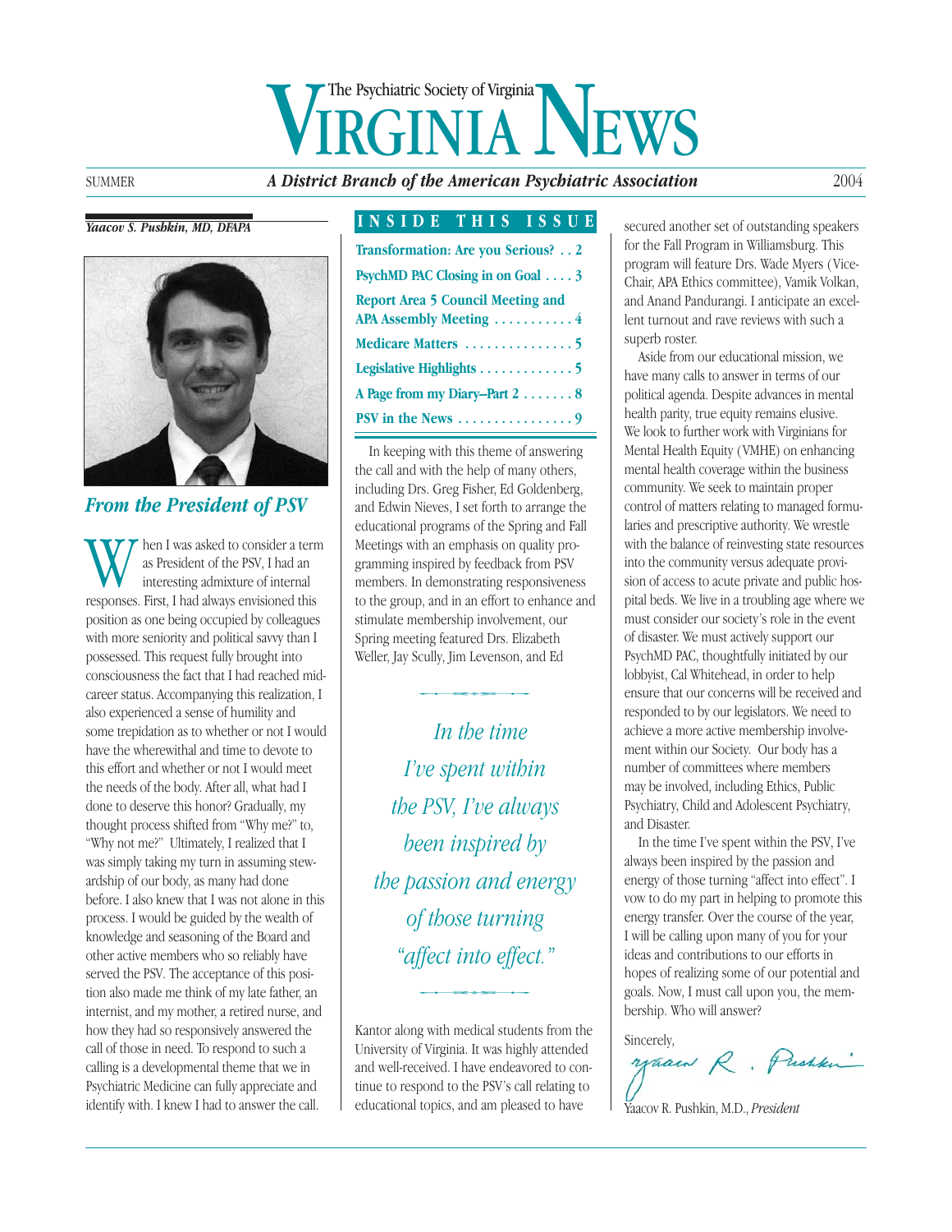# The Psychiatric Society of Virginia VIRGINIA NEWS

SUMMER — *A District Branch of the American Psychiatric Association* — 2004

**INSIDE THIS ISSUE**

- Transformation: Are you Serious? . . 2
- PsychMD PAC Closing in on Goal . . . . 3
- Report Area 5 Council Meeting and APA Assembly Meeting . . . . . . . . . . . 4
- Medicare Matters . . . . . . . . . . . . . . . 5
- Legislative Highlights . . . . . . . . . . . . . 5
- A Page from my Diary–Part 2 . . . . . . . 8
- PSV in the News . . . . . . . . . . . . . . . . 9

*Yaacov S. Pushkin, MD, DFAPA*

## *From the President of PSV*

When I was asked to consider a term as President of the PSV, I had an interesting admixture of internal responses. First, I had always envisioned this position as one being occupied by colleagues with more seniority and political savvy than I possessed. This request fully brought into consciousness the fact that I had reached mid-career status. Accompanying this realization, I also experienced a sense of humility and some trepidation as to whether or not I would have the wherewithal and time to devote to this effort and whether or not I would meet the needs of the body. After all, what had I done to deserve this honor? Gradually, my thought process shifted from "Why me?" to, "Why not me?" Ultimately, I realized that I was simply taking my turn in assuming stewardship of our body, as many had done before. I also knew that I was not alone in this process. I would be guided by the wealth of knowledge and seasoning of the Board and other active members who so reliably have served the PSV. The acceptance of this position also made me think of my late father, an internist, and my mother, a retired nurse, and how they had so responsively answered the call of those in need. To respond to such a calling is a developmental theme that we in Psychiatric Medicine can fully appreciate and identify with. I knew I had to answer the call.

In keeping with this theme of answering the call and with the help of many others, including Drs. Greg Fisher, Ed Goldenberg, and Edwin Nieves, I set forth to arrange the educational programs of the Spring and Fall Meetings with an emphasis on quality programming inspired by feedback from PSV members. In demonstrating responsiveness to the group, and in an effort to enhance and stimulate membership involvement, our Spring meeting featured Drs. Elizabeth Weller, Jay Scully, Jim Levenson, and Ed Kantor along with medical students from the University of Virginia. It was highly attended and well-received. I have endeavored to continue to respond to the PSV's call relating to educational topics, and am pleased to have secured another set of outstanding speakers for the Fall Program in Williamsburg. This program will feature Drs. Wade Myers (Vice-Chair, APA Ethics committee), Vamik Volkan, and Anand Pandurangi. I anticipate an excellent turnout and rave reviews with such a superb roster.

> *In the time I've spent within the PSV, I've always been inspired by the passion and energy of those turning "affect into effect."*

Aside from our educational mission, we have many calls to answer in terms of our political agenda. Despite advances in mental health parity, true equity remains elusive. We look to further work with Virginians for Mental Health Equity (VMHE) on enhancing mental health coverage within the business community. We seek to maintain proper control of matters relating to managed formularies and prescriptive authority. We wrestle with the balance of reinvesting state resources into the community versus adequate provision of access to acute private and public hospital beds. We live in a troubling age where we must consider our society's role in the event of disaster. We must actively support our PsychMD PAC, thoughtfully initiated by our lobbyist, Cal Whitehead, in order to help ensure that our concerns will be received and responded to by our legislators. We need to achieve a more active membership involvement within our Society. Our body has a number of committees where members may be involved, including Ethics, Public Psychiatry, Child and Adolescent Psychiatry, and Disaster.

In the time I've spent within the PSV, I've always been inspired by the passion and energy of those turning "affect into effect". I vow to do my part in helping to promote this energy transfer. Over the course of the year, I will be calling upon many of you for your ideas and contributions to our efforts in hopes of realizing some of our potential and goals. Now, I must call upon you, the membership. Who will answer?

Sincerely,

Yaacov R. Pushkin, M.D., *President*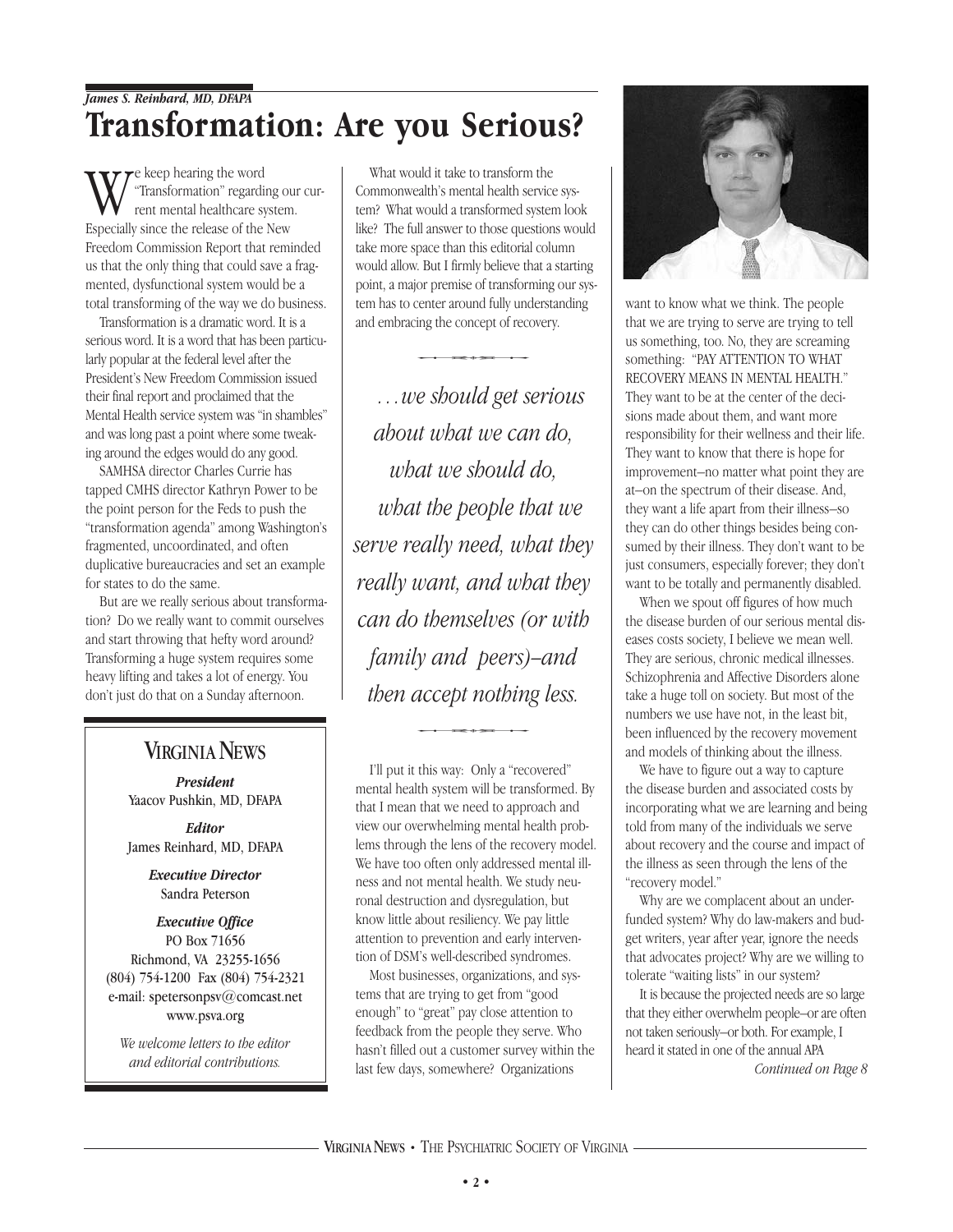*James S. Reinhard, MD, DFAPA*

# Transformation: Are you Serious?

We keep hearing the word "Transformation" regarding our current mental healthcare system. Especially since the release of the New Freedom Commission Report that reminded us that the only thing that could save a fragmented, dysfunctional system would be a total transforming of the way we do business.

Transformation is a dramatic word. It is a serious word. It is a word that has been particularly popular at the federal level after the President's New Freedom Commission issued their final report and proclaimed that the Mental Health service system was "in shambles" and was long past a point where some tweaking around the edges would do any good.

SAMHSA director Charles Currie has tapped CMHS director Kathryn Power to be the point person for the Feds to push the "transformation agenda" among Washington's fragmented, uncoordinated, and often duplicative bureaucracies and set an example for states to do the same.

But are we really serious about transformation? Do we really want to commit ourselves and start throwing that hefty word around? Transforming a huge system requires some heavy lifting and takes a lot of energy. You don't just do that on a Sunday afternoon.

What would it take to transform the Commonwealth's mental health service system? What would a transformed system look like? The full answer to those questions would take more space than this editorial column would allow. But I firmly believe that a starting point, a major premise of transforming our system has to center around fully understanding and embracing the concept of recovery.

> *…we should get serious about what we can do, what we should do, what the people that we serve really need, what they really want, and what they can do themselves (or with family and peers)–and then accept nothing less.*

I'll put it this way: Only a "recovered" mental health system will be transformed. By that I mean that we need to approach and view our overwhelming mental health problems through the lens of the recovery model. We have too often only addressed mental illness and not mental health. We study neuronal destruction and dysregulation, but know little about resiliency. We pay little attention to prevention and early intervention of DSM's well-described syndromes.

Most businesses, organizations, and systems that are trying to get from "good enough" to "great" pay close attention to feedback from the people they serve. Who hasn't filled out a customer survey within the last few days, somewhere? Organizations want to know what we think. The people that we are trying to serve are trying to tell us something, too. No, they are screaming something: "PAY ATTENTION TO WHAT RECOVERY MEANS IN MENTAL HEALTH." They want to be at the center of the decisions made about them, and want more responsibility for their wellness and their life. They want to know that there is hope for improvement–no matter what point they are at–on the spectrum of their disease. And, they want a life apart from their illness–so they can do other things besides being consumed by their illness. They don't want to be just consumers, especially forever; they don't want to be totally and permanently disabled.

When we spout off figures of how much the disease burden of our serious mental diseases costs society, I believe we mean well. They are serious, chronic medical illnesses. Schizophrenia and Affective Disorders alone take a huge toll on society. But most of the numbers we use have not, in the least bit, been influenced by the recovery movement and models of thinking about the illness.

We have to figure out a way to capture the disease burden and associated costs by incorporating what we are learning and being told from many of the individuals we serve about recovery and the course and impact of the illness as seen through the lens of the "recovery model."

Why are we complacent about an underfunded system? Why do law-makers and budget writers, year after year, ignore the needs that advocates project? Why are we willing to tolerate "waiting lists" in our system?

It is because the projected needs are so large that they either overwhelm people–or are often not taken seriously–or both. For example, I heard it stated in one of the annual APA

*Continued on Page 8*

---

## VIRGINIA NEWS

***President***
Yaacov Pushkin, MD, DFAPA

***Editor***
James Reinhard, MD, DFAPA

***Executive Director***
Sandra Peterson

***Executive Office***
PO Box 71656
Richmond, VA 23255-1656
(804) 754-1200 Fax (804) 754-2321
e-mail: spetersonpsv@comcast.net
www.psva.org

*We welcome letters to the editor and editorial contributions.*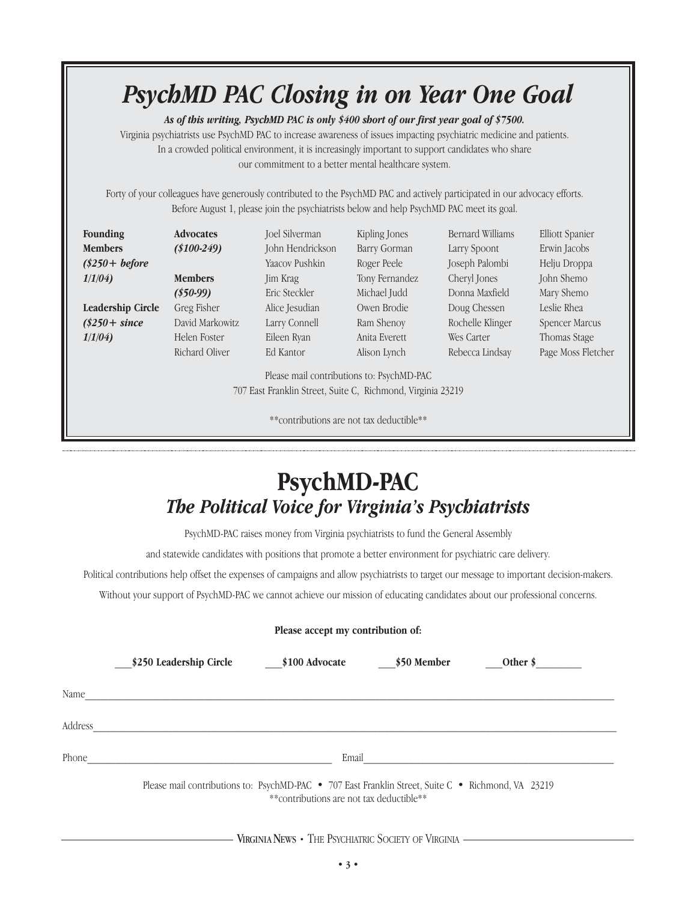# *PsychMD PAC Closing in on Year One Goal*

***As of this writing, PsychMD PAC is only $400 short of our first year goal of $7500.***

Virginia psychiatrists use PsychMD PAC to increase awareness of issues impacting psychiatric medicine and patients. In a crowded political environment, it is increasingly important to support candidates who share our commitment to a better mental healthcare system.

Forty of your colleagues have generously contributed to the PsychMD PAC and actively participated in our advocacy efforts. Before August 1, please join the psychiatrists below and help PsychMD PAC meet its goal.

**Founding Members** ***($250+ before 1/1/04)***

**Leadership Circle** ***($250+ since 1/1/04)***

**Advocates** ***($100-249)***

**Members** ***($50-99)***

Greg Fisher
David Markowitz
Helen Foster
Richard Oliver
Joel Silverman
John Hendrickson
Yaacov Pushkin
Jim Krag
Eric Steckler
Alice Jesudian
Larry Connell
Eileen Ryan
Ed Kantor
Kipling Jones
Barry Gorman
Roger Peele
Tony Fernandez
Michael Judd
Owen Brodie
Ram Shenoy
Anita Everett
Alison Lynch
Bernard Williams
Larry Spoont
Joseph Palombi
Cheryl Jones
Donna Maxfield
Doug Chessen
Rochelle Klinger
Wes Carter
Rebecca Lindsay
Elliott Spanier
Erwin Jacobs
Helju Droppa
John Shemo
Mary Shemo
Leslie Rhea
Spencer Marcus
Thomas Stage
Page Moss Fletcher

Please mail contributions to: PsychMD-PAC
707 East Franklin Street, Suite C, Richmond, Virginia 23219

**contributions are not tax deductible**

---

# PsychMD-PAC

## *The Political Voice for Virginia's Psychiatrists*

PsychMD-PAC raises money from Virginia psychiatrists to fund the General Assembly and statewide candidates with positions that promote a better environment for psychiatric care delivery.

Political contributions help offset the expenses of campaigns and allow psychiatrists to target our message to important decision-makers.

Without your support of PsychMD-PAC we cannot achieve our mission of educating candidates about our professional concerns.

**Please accept my contribution of:**

**___$250 Leadership Circle** **___$100 Advocate** **___$50 Member** **___Other $_________**

Name_______________________________________________

Address_____________________________________________

Phone_______________________ Email_______________________

Please mail contributions to: PsychMD-PAC • 707 East Franklin Street, Suite C • Richmond, VA 23219

**contributions are not tax deductible**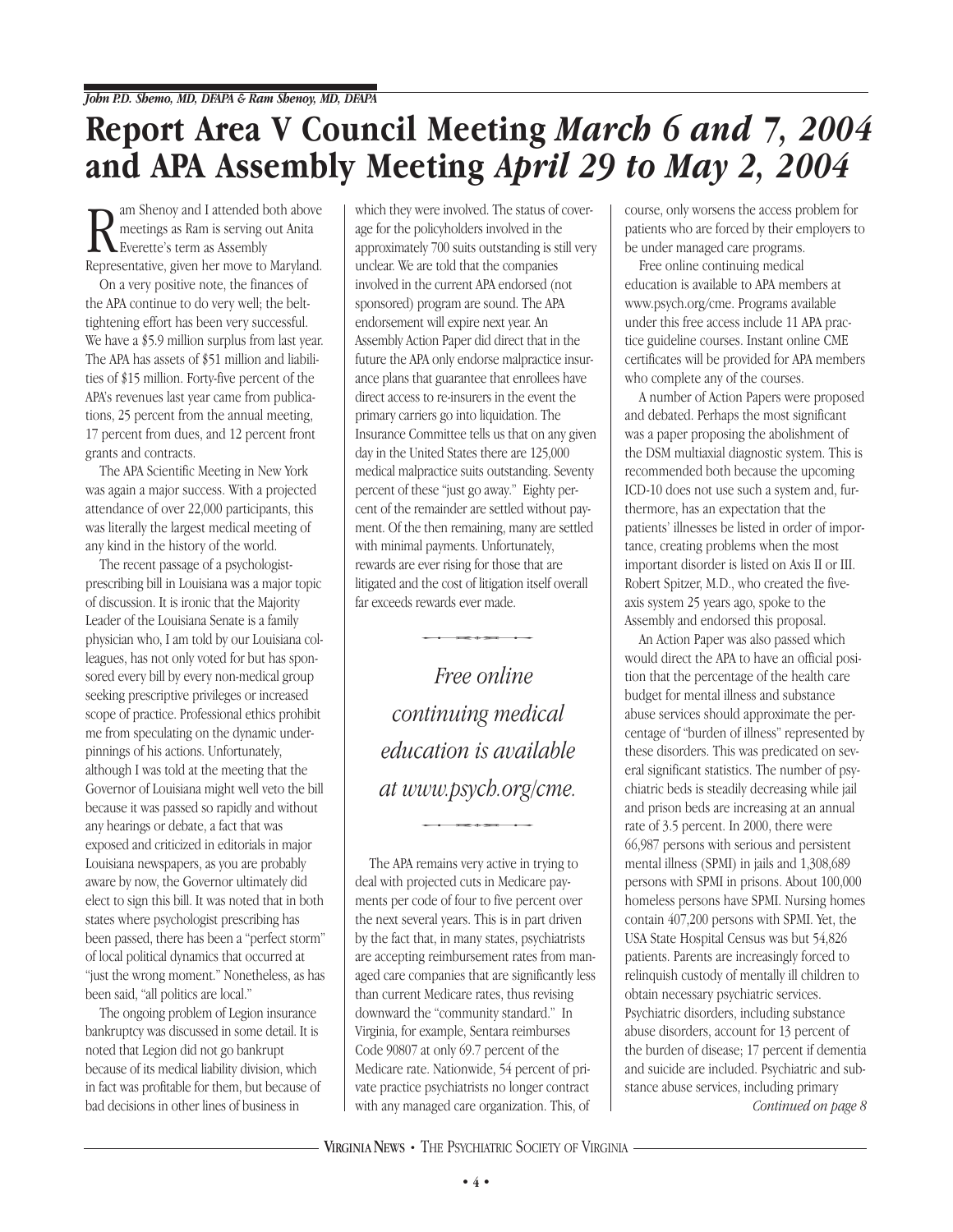*John P.D. Shemo, MD, DFAPA & Ram Shenoy, MD, DFAPA*

# Report Area V Council Meeting *March 6 and 7, 2004* and APA Assembly Meeting *April 29 to May 2, 2004*

Ram Shenoy and I attended both above meetings as Ram is serving out Anita Everette's term as Assembly Representative, given her move to Maryland.

On a very positive note, the finances of the APA continue to do very well; the belt-tightening effort has been very successful. We have a $5.9 million surplus from last year. The APA has assets of $51 million and liabilities of $15 million. Forty-five percent of the APA's revenues last year came from publications, 25 percent from the annual meeting, 17 percent from dues, and 12 percent front grants and contracts.

The APA Scientific Meeting in New York was again a major success. With a projected attendance of over 22,000 participants, this was literally the largest medical meeting of any kind in the history of the world.

The recent passage of a psychologist-prescribing bill in Louisiana was a major topic of discussion. It is ironic that the Majority Leader of the Louisiana Senate is a family physician who, I am told by our Louisiana colleagues, has not only voted for but has sponsored every bill by every non-medical group seeking prescriptive privileges or increased scope of practice. Professional ethics prohibit me from speculating on the dynamic underpinnings of his actions. Unfortunately, although I was told at the meeting that the Governor of Louisiana might well veto the bill because it was passed so rapidly and without any hearings or debate, a fact that was exposed and criticized in editorials in major Louisiana newspapers, as you are probably aware by now, the Governor ultimately did elect to sign this bill. It was noted that in both states where psychologist prescribing has been passed, there has been a "perfect storm" of local political dynamics that occurred at "just the wrong moment." Nonetheless, as has been said, "all politics are local."

The ongoing problem of Legion insurance bankruptcy was discussed in some detail. It is noted that Legion did not go bankrupt because of its medical liability division, which in fact was profitable for them, but because of bad decisions in other lines of business in which they were involved. The status of coverage for the policyholders involved in the approximately 700 suits outstanding is still very unclear. We are told that the companies involved in the current APA endorsed (not sponsored) program are sound. The APA endorsement will expire next year. An Assembly Action Paper did direct that in the future the APA only endorse malpractice insurance plans that guarantee that enrollees have direct access to re-insurers in the event the primary carriers go into liquidation. The Insurance Committee tells us that on any given day in the United States there are 125,000 medical malpractice suits outstanding. Seventy percent of these "just go away." Eighty percent of the remainder are settled without payment. Of the then remaining, many are settled with minimal payments. Unfortunately, rewards are ever rising for those that are litigated and the cost of litigation itself overall far exceeds rewards ever made.

*Free online continuing medical education is available at www.psych.org/cme.*

The APA remains very active in trying to deal with projected cuts in Medicare payments per code of four to five percent over the next several years. This is in part driven by the fact that, in many states, psychiatrists are accepting reimbursement rates from managed care companies that are significantly less than current Medicare rates, thus revising downward the "community standard." In Virginia, for example, Sentara reimburses Code 90807 at only 69.7 percent of the Medicare rate. Nationwide, 54 percent of private practice psychiatrists no longer contract with any managed care organization. This, of course, only worsens the access problem for patients who are forced by their employers to be under managed care programs.

Free online continuing medical education is available to APA members at www.psych.org/cme. Programs available under this free access include 11 APA practice guideline courses. Instant online CME certificates will be provided for APA members who complete any of the courses.

A number of Action Papers were proposed and debated. Perhaps the most significant was a paper proposing the abolishment of the DSM multiaxial diagnostic system. This is recommended both because the upcoming ICD-10 does not use such a system and, furthermore, has an expectation that the patients' illnesses be listed in order of importance, creating problems when the most important disorder is listed on Axis II or III. Robert Spitzer, M.D., who created the five-axis system 25 years ago, spoke to the Assembly and endorsed this proposal.

An Action Paper was also passed which would direct the APA to have an official position that the percentage of the health care budget for mental illness and substance abuse services should approximate the percentage of "burden of illness" represented by these disorders. This was predicated on several significant statistics. The number of psychiatric beds is steadily decreasing while jail and prison beds are increasing at an annual rate of 3.5 percent. In 2000, there were 66,987 persons with serious and persistent mental illness (SPMI) in jails and 1,308,689 persons with SPMI in prisons. About 100,000 homeless persons have SPMI. Nursing homes contain 407,200 persons with SPMI. Yet, the USA State Hospital Census was but 54,826 patients. Parents are increasingly forced to relinquish custody of mentally ill children to obtain necessary psychiatric services. Psychiatric disorders, including substance abuse disorders, account for 13 percent of the burden of disease; 17 percent if dementia and suicide are included. Psychiatric and substance abuse services, including primary

*Continued on page 8*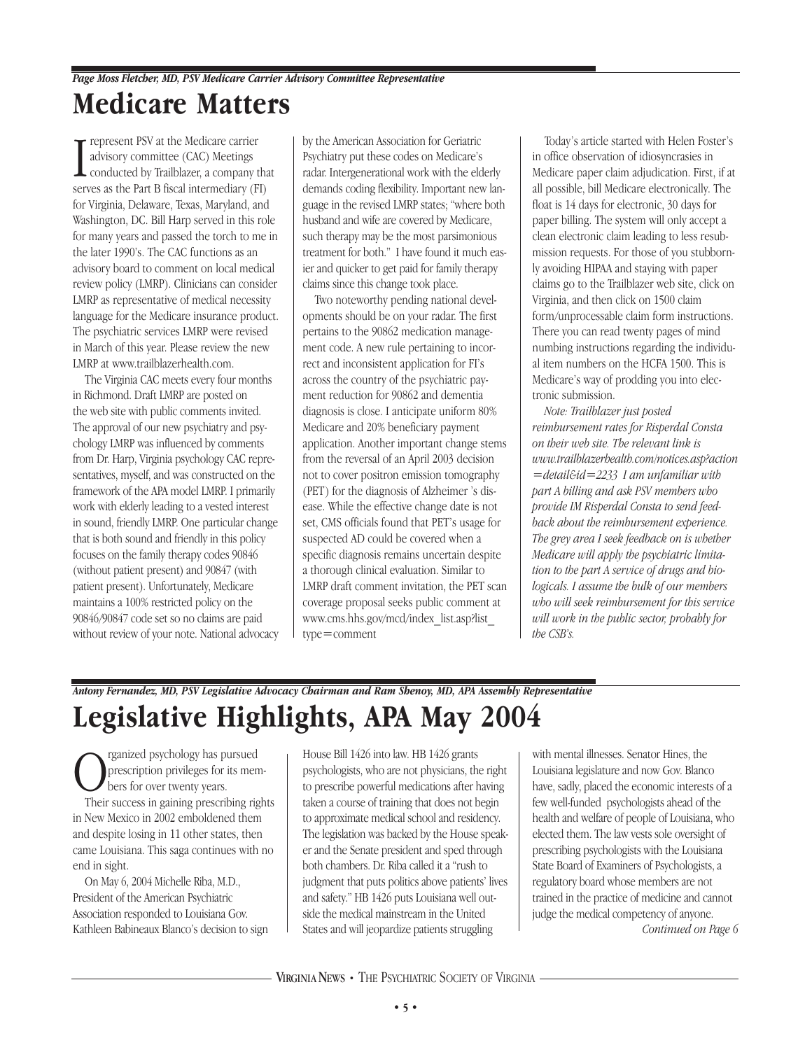*Page Moss Fletcher, MD, PSV Medicare Carrier Advisory Committee Representative*

# Medicare Matters

I represent PSV at the Medicare carrier advisory committee (CAC) Meetings conducted by Trailblazer, a company that serves as the Part B fiscal intermediary (FI) for Virginia, Delaware, Texas, Maryland, and Washington, DC. Bill Harp served in this role for many years and passed the torch to me in the later 1990's. The CAC functions as an advisory board to comment on local medical review policy (LMRP). Clinicians can consider LMRP as representative of medical necessity language for the Medicare insurance product. The psychiatric services LMRP were revised in March of this year. Please review the new LMRP at www.trailblazerhealth.com.

The Virginia CAC meets every four months in Richmond. Draft LMRP are posted on the web site with public comments invited. The approval of our new psychiatry and psychology LMRP was influenced by comments from Dr. Harp, Virginia psychology CAC representatives, myself, and was constructed on the framework of the APA model LMRP. I primarily work with elderly leading to a vested interest in sound, friendly LMRP. One particular change that is both sound and friendly in this policy focuses on the family therapy codes 90846 (without patient present) and 90847 (with patient present). Unfortunately, Medicare maintains a 100% restricted policy on the 90846/90847 code set so no claims are paid without review of your note. National advocacy by the American Association for Geriatric Psychiatry put these codes on Medicare's radar. Intergenerational work with the elderly demands coding flexibility. Important new language in the revised LMRP states; "where both husband and wife are covered by Medicare, such therapy may be the most parsimonious treatment for both." I have found it much easier and quicker to get paid for family therapy claims since this change took place.

Two noteworthy pending national developments should be on your radar. The first pertains to the 90862 medication management code. A new rule pertaining to incorrect and inconsistent application for FI's across the country of the psychiatric payment reduction for 90862 and dementia diagnosis is close. I anticipate uniform 80% Medicare and 20% beneficiary payment application. Another important change stems from the reversal of an April 2003 decision not to cover positron emission tomography (PET) for the diagnosis of Alzheimer 's disease. While the effective change date is not set, CMS officials found that PET's usage for suspected AD could be covered when a specific diagnosis remains uncertain despite a thorough clinical evaluation. Similar to LMRP draft comment invitation, the PET scan coverage proposal seeks public comment at www.cms.hhs.gov/mcd/index_list.asp?list_type=comment

Today's article started with Helen Foster's in office observation of idiosyncrasies in Medicare paper claim adjudication. First, if at all possible, bill Medicare electronically. The float is 14 days for electronic, 30 days for paper billing. The system will only accept a clean electronic claim leading to less resubmission requests. For those of you stubbornly avoiding HIPAA and staying with paper claims go to the Trailblazer web site, click on Virginia, and then click on 1500 claim form/unprocessable claim form instructions. There you can read twenty pages of mind numbing instructions regarding the individual item numbers on the HCFA 1500. This is Medicare's way of prodding you into electronic submission.

*Note: Trailblazer just posted reimbursement rates for Risperdal Consta on their web site. The relevant link is www.trailblazerhealth.com/notices.asp?action=detail&id=2233 I am unfamiliar with part A billing and ask PSV members who provide IM Risperdal Consta to send feedback about the reimbursement experience. The grey area I seek feedback on is whether Medicare will apply the psychiatric limitation to the part A service of drugs and biologicals. I assume the bulk of our members who will seek reimbursement for this service will work in the public sector, probably for the CSB's.*

*Antony Fernandez, MD, PSV Legislative Advocacy Chairman and Ram Shenoy, MD, APA Assembly Representative*

# Legislative Highlights, APA May 2004

Organized psychology has pursued prescription privileges for its members for over twenty years.

Their success in gaining prescribing rights in New Mexico in 2002 emboldened them and despite losing in 11 other states, then came Louisiana. This saga continues with no end in sight.

On May 6, 2004 Michelle Riba, M.D., President of the American Psychiatric Association responded to Louisiana Gov. Kathleen Babineaux Blanco's decision to sign House Bill 1426 into law. HB 1426 grants psychologists, who are not physicians, the right to prescribe powerful medications after having taken a course of training that does not begin to approximate medical school and residency. The legislation was backed by the House speaker and the Senate president and sped through both chambers. Dr. Riba called it a "rush to judgment that puts politics above patients' lives and safety." HB 1426 puts Louisiana well outside the medical mainstream in the United States and will jeopardize patients struggling with mental illnesses. Senator Hines, the Louisiana legislature and now Gov. Blanco have, sadly, placed the economic interests of a few well-funded psychologists ahead of the health and welfare of people of Louisiana, who elected them. The law vests sole oversight of prescribing psychologists with the Louisiana State Board of Examiners of Psychologists, a regulatory board whose members are not trained in the practice of medicine and cannot judge the medical competency of anyone.

*Continued on Page 6*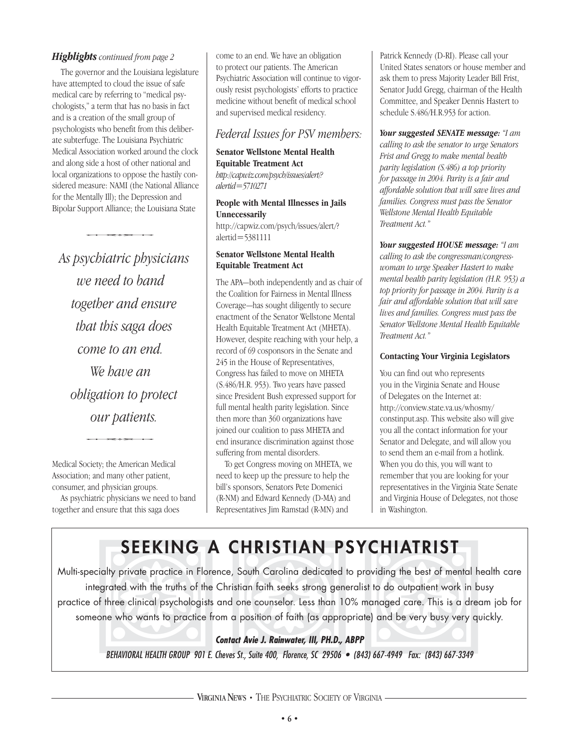***Highlights*** *continued from page 2*

The governor and the Louisiana legislature have attempted to cloud the issue of safe medical care by referring to "medical psychologists," a term that has no basis in fact and is a creation of the small group of psychologists who benefit from this deliberate subterfuge. The Louisiana Psychiatric Medical Association worked around the clock and along side a host of other national and local organizations to oppose the hastily considered measure: NAMI (the National Alliance for the Mentally Ill); the Depression and Bipolar Support Alliance; the Louisiana State Medical Society; the American Medical Association; and many other patient, consumer, and physician groups.

*As psychiatric physicians we need to band together and ensure that this saga does come to an end. We have an obligation to protect our patients.*

As psychiatric physicians we need to band together and ensure that this saga does come to an end. We have an obligation to protect our patients. The American Psychiatric Association will continue to vigorously resist psychologists' efforts to practice medicine without benefit of medical school and supervised medical residency.

## *Federal Issues for PSV members:*

**Senator Wellstone Mental Health Equitable Treatment Act**
*http://capwiz.com/psych/issues/alert/?alertid=5710271*

**People with Mental Illnesses in Jails Unnecessarily**
http://capwiz.com/psych/issues/alert/?alertid=5381111

**Senator Wellstone Mental Health Equitable Treatment Act**

The APA—both independently and as chair of the Coalition for Fairness in Mental Illness Coverage—has sought diligently to secure enactment of the Senator Wellstone Mental Health Equitable Treatment Act (MHETA). However, despite reaching with your help, a record of 69 cosponsors in the Senate and 245 in the House of Representatives, Congress has failed to move on MHETA (S.486/H.R. 953). Two years have passed since President Bush expressed support for full mental health parity legislation. Since then more than 360 organizations have joined our coalition to pass MHETA and end insurance discrimination against those suffering from mental disorders.

To get Congress moving on MHETA, we need to keep up the pressure to help the bill's sponsors, Senators Pete Domenici (R-NM) and Edward Kennedy (D-MA) and Representatives Jim Ramstad (R-MN) and Patrick Kennedy (D-RI). Please call your United States senators or house member and ask them to press Majority Leader Bill Frist, Senator Judd Gregg, chairman of the Health Committee, and Speaker Dennis Hastert to schedule S.486/H.R.953 for action.

***Your suggested SENATE message:*** *"I am calling to ask the senator to urge Senators Frist and Gregg to make mental health parity legislation (S.486) a top priority for passage in 2004. Parity is a fair and affordable solution that will save lives and families. Congress must pass the Senator Wellstone Mental Health Equitable Treatment Act."*

***Your suggested HOUSE message:*** *"I am calling to ask the congressman/congresswoman to urge Speaker Hastert to make mental health parity legislation (H.R. 953) a top priority for passage in 2004. Parity is a fair and affordable solution that will save lives and families. Congress must pass the Senator Wellstone Mental Health Equitable Treatment Act."*

**Contacting Your Virginia Legislators**

You can find out who represents you in the Virginia Senate and House of Delegates on the Internet at: http://conview.state.va.us/whosmy/constinput.asp. This website also will give you all the contact information for your Senator and Delegate, and will allow you to send them an e-mail from a hotlink. When you do this, you will want to remember that you are looking for your representatives in the Virginia State Senate and Virginia House of Delegates, not those in Washington.

# SEEKING A CHRISTIAN PSYCHIATRIST

Multi-specialty private practice in Florence, South Carolina dedicated to providing the best of mental health care integrated with the truths of the Christian faith seeks strong generalist to do outpatient work in busy practice of three clinical psychologists and one counselor. Less than 10% managed care. This is a dream job for someone who wants to practice from a position of faith (as appropriate) and be very busy very quickly.

***Contact Avie J. Rainwater, III, PH.D., ABPP***

*BEHAVIORAL HEALTH GROUP 901 E. Cheves St., Suite 400, Florence, SC 29506 • (843) 667-4949 Fax: (843) 667-3349*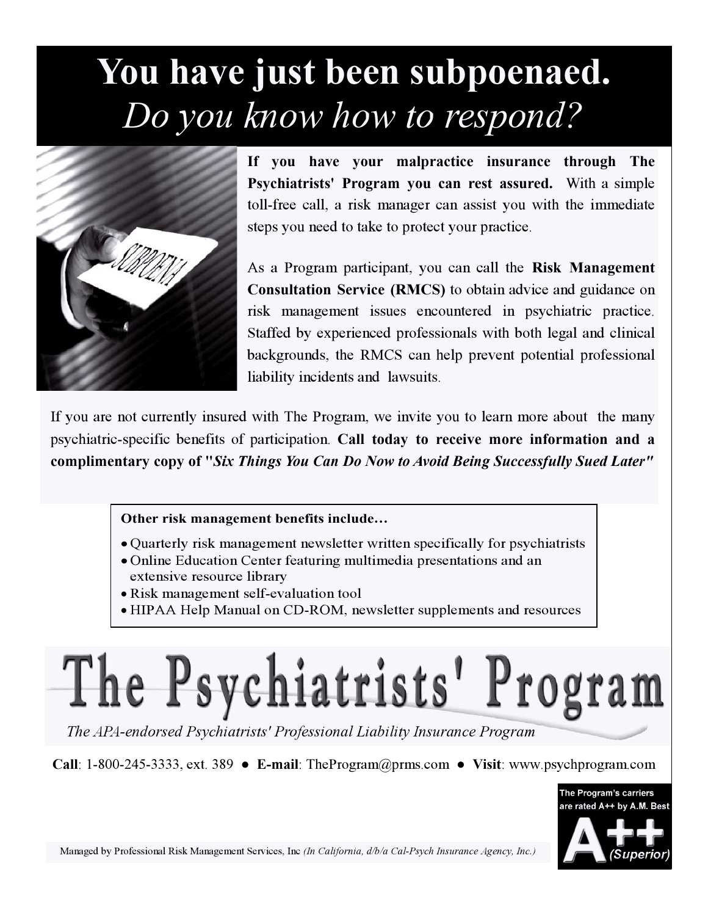# You have just been subpoenaed.

## *Do you know how to respond?*

**If you have your malpractice insurance through The Psychiatrists' Program you can rest assured.** With a simple toll-free call, a risk manager can assist you with the immediate steps you need to take to protect your practice.

As a Program participant, you can call the **Risk Management Consultation Service (RMCS)** to obtain advice and guidance on risk management issues encountered in psychiatric practice. Staffed by experienced professionals with both legal and clinical backgrounds, the RMCS can help prevent potential professional liability incidents and lawsuits.

If you are not currently insured with The Program, we invite you to learn more about the many psychiatric-specific benefits of participation. **Call today to receive more information and a complimentary copy of "*Six Things You Can Do Now to Avoid Being Successfully Sued Later*"**

**Other risk management benefits include…**

- Quarterly risk management newsletter written specifically for psychiatrists
- Online Education Center featuring multimedia presentations and an extensive resource library
- Risk management self-evaluation tool
- HIPAA Help Manual on CD-ROM, newsletter supplements and resources

# The Psychiatrists' Program

*The APA-endorsed Psychiatrists' Professional Liability Insurance Program*

**Call**: 1-800-245-3333, ext. 389 ● **E-mail**: TheProgram@prms.com ● **Visit**: www.psychprogram.com

The Program's carriers are rated A++ by A.M. Best

A++ (Superior)

Managed by Professional Risk Management Services, Inc *(In California, d/b/a Cal-Psych Insurance Agency, Inc.)*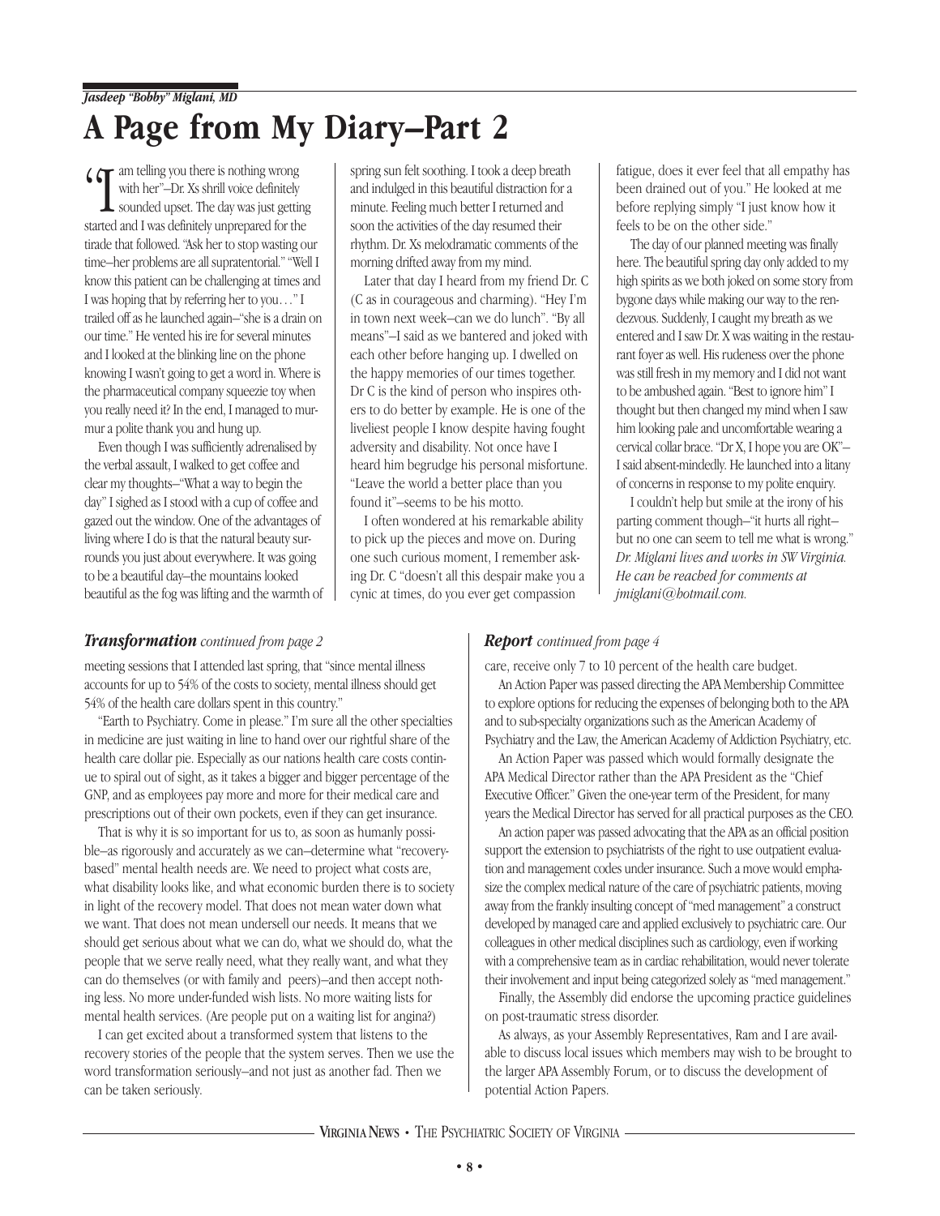*Jasdeep "Bobby" Miglani, MD*

# A Page from My Diary—Part 2

"I am telling you there is nothing wrong with her"—Dr. Xs shrill voice definitely sounded upset. The day was just getting started and I was definitely unprepared for the tirade that followed. "Ask her to stop wasting our time—her problems are all supratentorial." "Well I know this patient can be challenging at times and I was hoping that by referring her to you…" I trailed off as he launched again—"she is a drain on our time." He vented his ire for several minutes and I looked at the blinking line on the phone knowing I wasn't going to get a word in. Where is the pharmaceutical company squeezie toy when you really need it? In the end, I managed to murmur a polite thank you and hung up.

Even though I was sufficiently adrenalised by the verbal assault, I walked to get coffee and clear my thoughts—"What a way to begin the day" I sighed as I stood with a cup of coffee and gazed out the window. One of the advantages of living where I do is that the natural beauty surrounds you just about everywhere. It was going to be a beautiful day—the mountains looked beautiful as the fog was lifting and the warmth of spring sun felt soothing. I took a deep breath and indulged in this beautiful distraction for a minute. Feeling much better I returned and soon the activities of the day resumed their rhythm. Dr. Xs melodramatic comments of the morning drifted away from my mind.

Later that day I heard from my friend Dr. C (C as in courageous and charming). "Hey I'm in town next week—can we do lunch". "By all means"—I said as we bantered and joked with each other before hanging up. I dwelled on the happy memories of our times together. Dr C is the kind of person who inspires others to do better by example. He is one of the liveliest people I know despite having fought adversity and disability. Not once have I heard him begrudge his personal misfortune. "Leave the world a better place than you found it"—seems to be his motto.

I often wondered at his remarkable ability to pick up the pieces and move on. During one such curious moment, I remember asking Dr. C "doesn't all this despair make you a cynic at times, do you ever get compassion fatigue, does it ever feel that all empathy has been drained out of you." He looked at me before replying simply "I just know how it feels to be on the other side."

The day of our planned meeting was finally here. The beautiful spring day only added to my high spirits as we both joked on some story from bygone days while making our way to the rendezvous. Suddenly, I caught my breath as we entered and I saw Dr. X was waiting in the restaurant foyer as well. His rudeness over the phone was still fresh in my memory and I did not want to be ambushed again. "Best to ignore him" I thought but then changed my mind when I saw him looking pale and uncomfortable wearing a cervical collar brace. "Dr X, I hope you are OK"—I said absent-mindedly. He launched into a litany of concerns in response to my polite enquiry.

I couldn't help but smile at the irony of his parting comment though—"it hurts all right—but no one can seem to tell me what is wrong."

*Dr. Miglani lives and works in SW Virginia. He can be reached for comments at jmiglani@hotmail.com.*

---

***Transformation** continued from page 2*

meeting sessions that I attended last spring, that "since mental illness accounts for up to 54% of the costs to society, mental illness should get 54% of the health care dollars spent in this country."

"Earth to Psychiatry. Come in please." I'm sure all the other specialties in medicine are just waiting in line to hand over our rightful share of the health care dollar pie. Especially as our nations health care costs continue to spiral out of sight, as it takes a bigger and bigger percentage of the GNP, and as employees pay more and more for their medical care and prescriptions out of their own pockets, even if they can get insurance.

That is why it is so important for us to, as soon as humanly possible—as rigorously and accurately as we can—determine what "recovery-based" mental health needs are. We need to project what costs are, what disability looks like, and what economic burden there is to society in light of the recovery model. That does not mean water down what we want. That does not mean undersell our needs. It means that we should get serious about what we can do, what we should do, what the people that we serve really need, what they really want, and what they can do themselves (or with family and peers)—and then accept nothing less. No more under-funded wish lists. No more waiting lists for mental health services. (Are people put on a waiting list for angina?)

I can get excited about a transformed system that listens to the recovery stories of the people that the system serves. Then we use the word transformation seriously—and not just as another fad. Then we can be taken seriously.

---

***Report** continued from page 4*

care, receive only 7 to 10 percent of the health care budget.

An Action Paper was passed directing the APA Membership Committee to explore options for reducing the expenses of belonging both to the APA and to sub-specialty organizations such as the American Academy of Psychiatry and the Law, the American Academy of Addiction Psychiatry, etc.

An Action Paper was passed which would formally designate the APA Medical Director rather than the APA President as the "Chief Executive Officer." Given the one-year term of the President, for many years the Medical Director has served for all practical purposes as the CEO.

An action paper was passed advocating that the APA as an official position support the extension to psychiatrists of the right to use outpatient evaluation and management codes under insurance. Such a move would emphasize the complex medical nature of the care of psychiatric patients, moving away from the frankly insulting concept of "med management" a construct developed by managed care and applied exclusively to psychiatric care. Our colleagues in other medical disciplines such as cardiology, even if working with a comprehensive team as in cardiac rehabilitation, would never tolerate their involvement and input being categorized solely as "med management."

Finally, the Assembly did endorse the upcoming practice guidelines on post-traumatic stress disorder.

As always, as your Assembly Representatives, Ram and I are available to discuss local issues which members may wish to be brought to the larger APA Assembly Forum, or to discuss the development of potential Action Papers.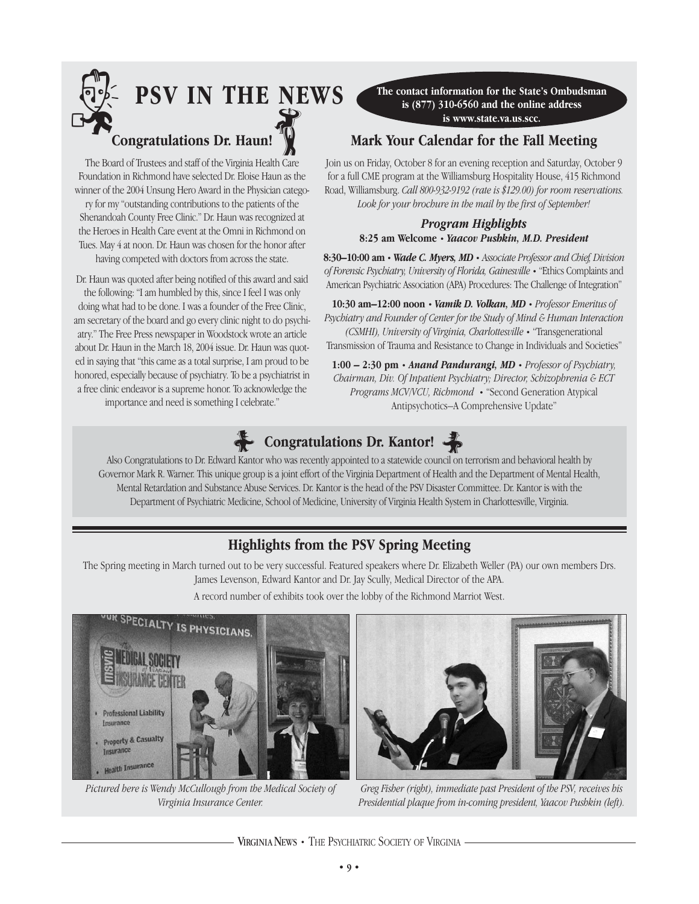# PSV IN THE NEWS

**The contact information for the State's Ombudsman is (877) 310-6560 and the online address is www.state.va.us.scc.**

## Congratulations Dr. Haun!

The Board of Trustees and staff of the Virginia Health Care Foundation in Richmond have selected Dr. Eloise Haun as the winner of the 2004 Unsung Hero Award in the Physician category for my "outstanding contributions to the patients of the Shenandoah County Free Clinic." Dr. Haun was recognized at the Heroes in Health Care event at the Omni in Richmond on Tues. May 4 at noon. Dr. Haun was chosen for the honor after having competed with doctors from across the state.

Dr. Haun was quoted after being notified of this award and said the following: "I am humbled by this, since I feel I was only doing what had to be done. I was a founder of the Free Clinic, am secretary of the board and go every clinic night to do psychiatry." The Free Press newspaper in Woodstock wrote an article about Dr. Haun in the March 18, 2004 issue. Dr. Haun was quoted in saying that "this came as a total surprise, I am proud to be honored, especially because of psychiatry. To be a psychiatrist in a free clinic endeavor is a supreme honor. To acknowledge the importance and need is something I celebrate."

## Mark Your Calendar for the Fall Meeting

Join us on Friday, October 8 for an evening reception and Saturday, October 9 for a full CME program at the Williamsburg Hospitality House, 415 Richmond Road, Williamsburg. *Call 800-932-9192 (rate is $129.00) for room reservations. Look for your brochure in the mail by the first of September!*

### *Program Highlights*

**8:25 am Welcome** • ***Yaacov Pushkin, M.D. President***

**8:30–10:00 am** • ***Wade C. Myers, MD*** • *Associate Professor and Chief, Division of Forensic Psychiatry, University of Florida, Gainesville* • "Ethics Complaints and American Psychiatric Association (APA) Procedures: The Challenge of Integration"

**10:30 am–12:00 noon** • ***Vamik D. Volkan, MD*** • *Professor Emeritus of Psychiatry and Founder of Center for the Study of Mind & Human Interaction (CSMHI), University of Virginia, Charlottesville* • "Transgenerational Transmission of Trauma and Resistance to Change in Individuals and Societies"

**1:00 – 2:30 pm** • ***Anand Pandurangi, MD*** • *Professor of Psychiatry, Chairman, Div. Of Inpatient Psychiatry; Director, Schizophrenia & ECT Programs MCV/VCU, Richmond* • "Second Generation Atypical Antipsychotics–A Comprehensive Update"

## Congratulations Dr. Kantor!

Also Congratulations to Dr. Edward Kantor who was recently appointed to a statewide council on terrorism and behavioral health by Governor Mark R. Warner. This unique group is a joint effort of the Virginia Department of Health and the Department of Mental Health, Mental Retardation and Substance Abuse Services. Dr. Kantor is the head of the PSV Disaster Committee. Dr. Kantor is with the Department of Psychiatric Medicine, School of Medicine, University of Virginia Health System in Charlottesville, Virginia.

## Highlights from the PSV Spring Meeting

The Spring meeting in March turned out to be very successful. Featured speakers where Dr. Elizabeth Weller (PA) our own members Drs. James Levenson, Edward Kantor and Dr. Jay Scully, Medical Director of the APA.

A record number of exhibits took over the lobby of the Richmond Marriot West.

*Pictured here is Wendy McCullough from the Medical Society of Virginia Insurance Center.*

*Greg Fisher (right), immediate past President of the PSV, receives his Presidential plaque from in-coming president, Yaacov Pushkin (left).*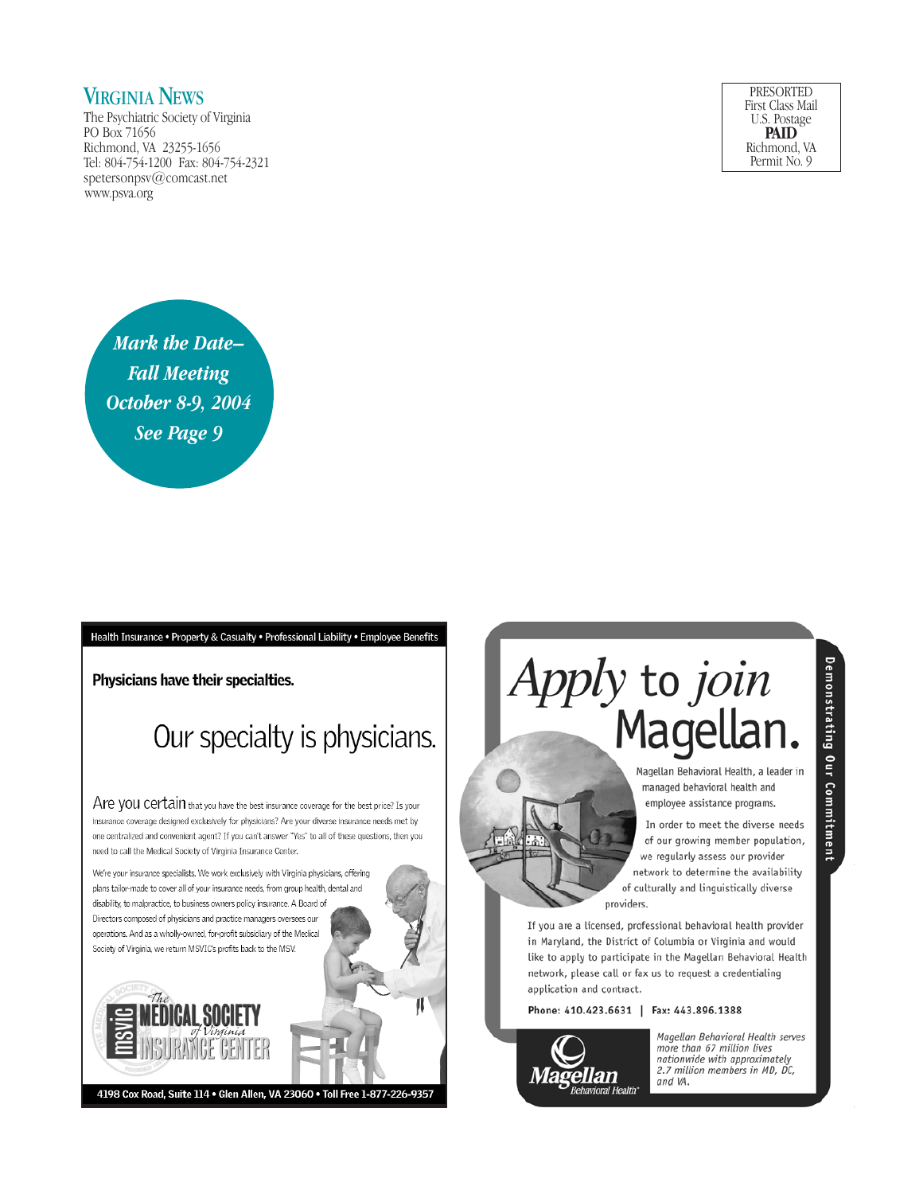## VIRGINIA NEWS

The Psychiatric Society of Virginia
PO Box 71656
Richmond, VA 23255-1656
Tel: 804-754-1200 Fax: 804-754-2321
spetersonpsv@comcast.net
www.psva.org

PRESORTED
First Class Mail
U.S. Postage
**PAID**
Richmond, VA
Permit No. 9

***Mark the Date– Fall Meeting October 8-9, 2004 See Page 9***

Health Insurance • Property & Casualty • Professional Liability • Employee Benefits

**Physicians have their specialties.**

Our specialty is physicians.

Are you certain that you have the best insurance coverage for the best price? Is your insurance coverage designed exclusively for physicians? Are your diverse insurance needs met by one centralized and convenient agent? If you can't answer "Yes" to all of these questions, then you need to call the Medical Society of Virginia Insurance Center.

We're your insurance specialists. We work exclusively with Virginia physicians, offering plans tailor-made to cover all of your insurance needs, from group health, dental and disability, to malpractice, to business owners policy insurance. A Board of Directors composed of physicians and practice managers oversees our operations. And as a wholly-owned, for-profit subsidiary of the Medical Society of Virginia, we return MSVIC's profits back to the MSV.

msvic The MEDICAL SOCIETY of Virginia INSURANCE CENTER

4198 Cox Road, Suite 114 • Glen Allen, VA 23060 • Toll Free 1-877-226-9357

*Apply* to *join* Magellan.

Demonstrating Our Commitment

Magellan Behavioral Health, a leader in managed behavioral health and employee assistance programs.

In order to meet the diverse needs of our growing member population, we regularly assess our provider network to determine the availability of culturally and linguistically diverse providers.

If you are a licensed, professional behavioral health provider in Maryland, the District of Columbia or Virginia and would like to apply to participate in the Magellan Behavioral Health network, please call or fax us to request a credentialing application and contract.

**Phone: 410.423.6631 | Fax: 443.896.1388**

Magellan Behavioral Health®

*Magellan Behavioral Health serves more than 67 million lives nationwide with approximately 2.7 million members in MD, DC, and VA.*